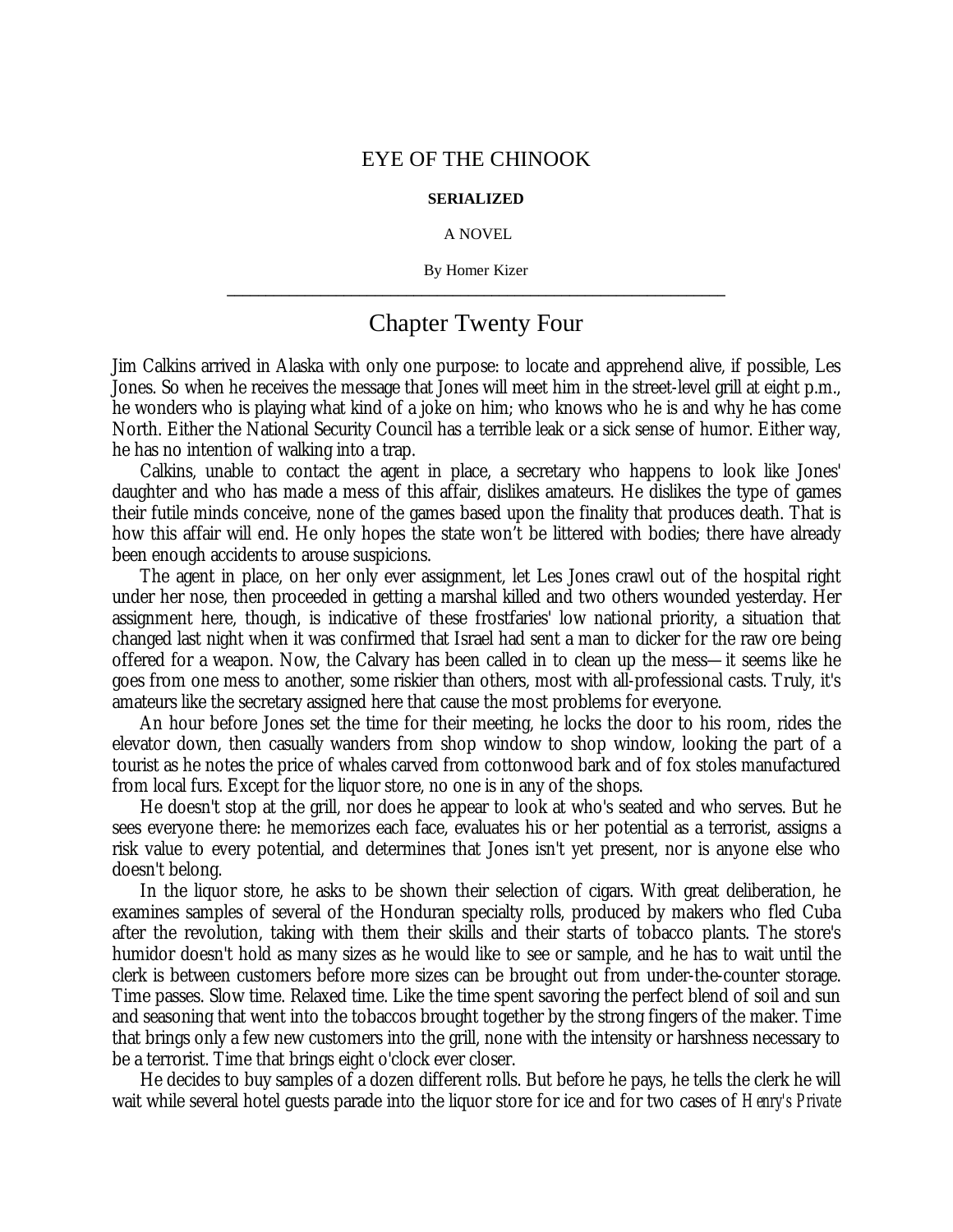# EYE OF THE CHINOOK

**SERIALIZED**

A NOVEL

By Homer Kizer

---

## Chapter Twenty Four

Jim Calkins arrived in Alaska with only one purpose: to locate and apprehend alive, if possible, Les Jones. So when he receives the message that Jones will meet him in the street-level grill at eight p.m., he wonders who is playing what kind of a joke on him; who knows who he is and why he has come North. Either the National Security Council has a terrible leak or a sick sense of humor. Either way, he has no intention of walking into a trap.

Calkins, unable to contact the agent in place, a secretary who happens to look like Jones' daughter and who has made a mess of this affair, dislikes amateurs. He dislikes the type of games their futile minds conceive, none of the games based upon the finality that produces death. That is how this affair will end. He only hopes the state won't be littered with bodies; there have already been enough accidents to arouse suspicions.

The agent in place, on her only ever assignment, let Les Jones crawl out of the hospital right under her nose, then proceeded in getting a marshal killed and two others wounded yesterday. Her assignment here, though, is indicative of these frostfaries' low national priority, a situation that changed last night when it was confirmed that Israel had sent a man to dicker for the raw ore being offered for a weapon. Now, the Calvary has been called in to clean up the mess—it seems like he goes from one mess to another, some riskier than others, most with all-professional casts. Truly, it's amateurs like the secretary assigned here that cause the most problems for everyone.

An hour before Jones set the time for their meeting, he locks the door to his room, rides the elevator down, then casually wanders from shop window to shop window, looking the part of a tourist as he notes the price of whales carved from cottonwood bark and of fox stoles manufactured from local furs. Except for the liquor store, no one is in any of the shops.

He doesn't stop at the grill, nor does he appear to look at who's seated and who serves. But he sees everyone there: he memorizes each face, evaluates his or her potential as a terrorist, assigns a risk value to every potential, and determines that Jones isn't yet present, nor is anyone else who doesn't belong.

In the liquor store, he asks to be shown their selection of cigars. With great deliberation, he examines samples of several of the Honduran specialty rolls, produced by makers who fled Cuba after the revolution, taking with them their skills and their starts of tobacco plants. The store's humidor doesn't hold as many sizes as he would like to see or sample, and he has to wait until the clerk is between customers before more sizes can be brought out from under-the-counter storage. Time passes. Slow time. Relaxed time. Like the time spent savoring the perfect blend of soil and sun and seasoning that went into the tobaccos brought together by the strong fingers of the maker. Time that brings only a few new customers into the grill, none with the intensity or harshness necessary to be a terrorist. Time that brings eight o'clock ever closer.

He decides to buy samples of a dozen different rolls. But before he pays, he tells the clerk he will wait while several hotel guests parade into the liquor store for ice and for two cases of *Henry's Private*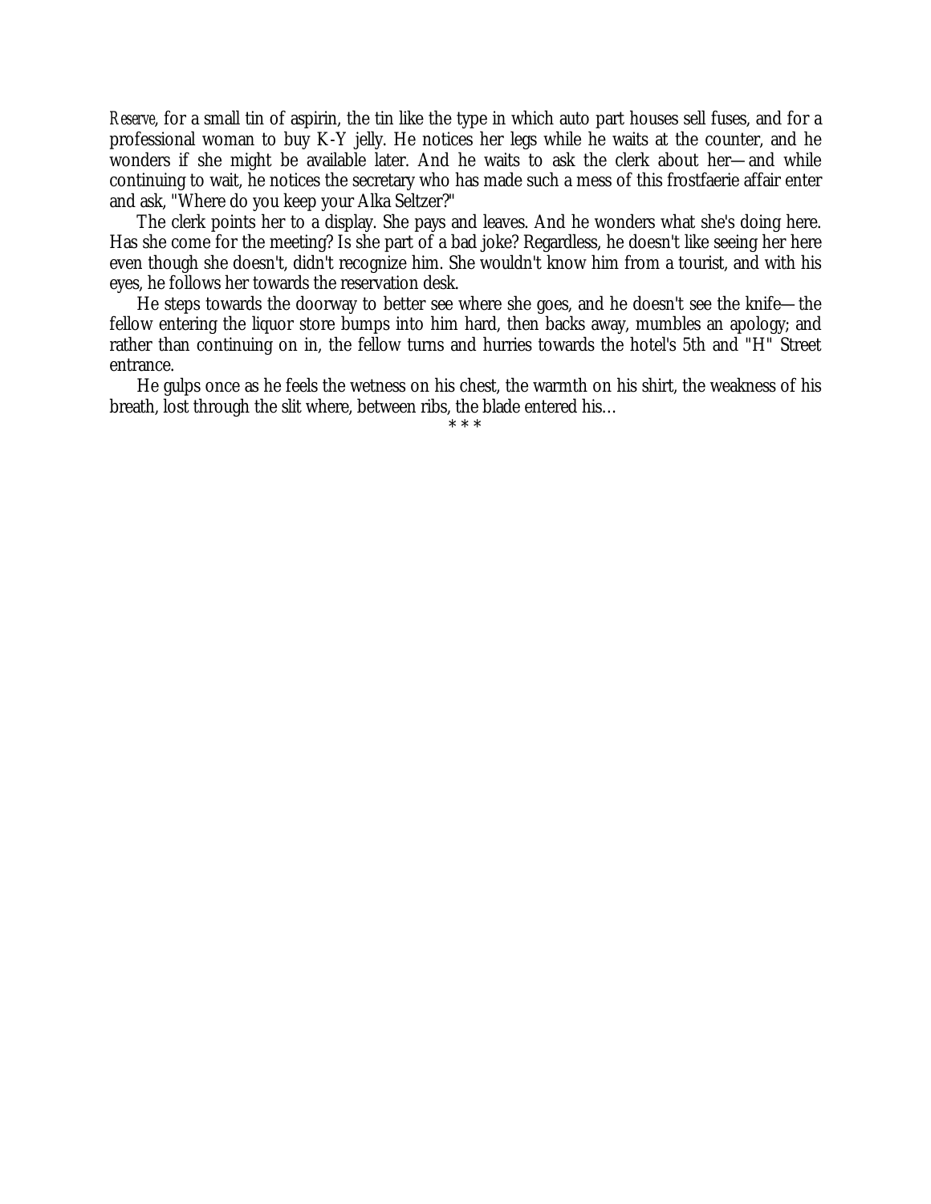*Reserve*, for a small tin of aspirin, the tin like the type in which auto part houses sell fuses, and for a professional woman to buy K-Y jelly. He notices her legs while he waits at the counter, and he wonders if she might be available later. And he waits to ask the clerk about her—and while continuing to wait, he notices the secretary who has made such a mess of this frostfaerie affair enter and ask, "Where do you keep your Alka Seltzer?"

The clerk points her to a display. She pays and leaves. And he wonders what she's doing here. Has she come for the meeting? Is she part of a bad joke? Regardless, he doesn't like seeing her here even though she doesn't, didn't recognize him. She wouldn't know him from a tourist, and with his eyes, he follows her towards the reservation desk.

He steps towards the doorway to better see where she goes, and he doesn't see the knife—the fellow entering the liquor store bumps into him hard, then backs away, mumbles an apology; and rather than continuing on in, the fellow turns and hurries towards the hotel's 5th and "H" Street entrance.

He gulps once as he feels the wetness on his chest, the warmth on his shirt, the weakness of his breath, lost through the slit where, between ribs, the blade entered his…

* * *